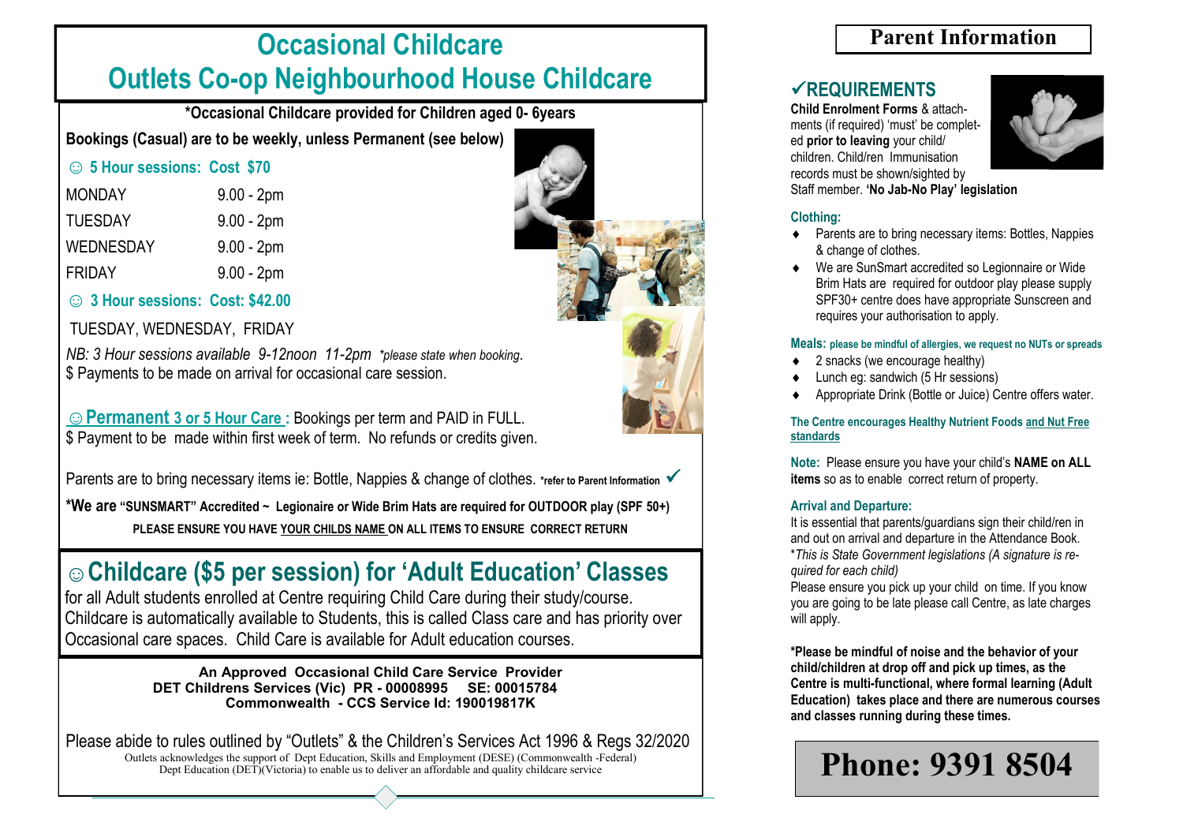# Occasional Childcare
# Outlets Co-op Neighbourhood House Childcare

**\*Occasional Childcare provided for Children aged 0- 6years**

**Bookings (Casual) are to be weekly, unless Permanent (see below)**

### ☺ 5 Hour sessions: Cost $70

| | |
|---|---|
| MONDAY | 9.00 - 2pm |
| TUESDAY | 9.00 - 2pm |
| WEDNESDAY | 9.00 - 2pm |
| FRIDAY | 9.00 - 2pm |

### ☺ 3 Hour sessions: Cost: $42.00

TUESDAY, WEDNESDAY, FRIDAY

*NB: 3 Hour sessions available 9-12noon 11-2pm \*please state when booking.*
$ Payments to be made on arrival for occasional care session.

☺ **Permanent 3 or 5 Hour Care :** Bookings per term and PAID in FULL.
$ Payment to be made within first week of term. No refunds or credits given.

Parents are to bring necessary items ie: Bottle, Nappies & change of clothes. **\*refer to Parent Information** ✓

**\*We are "SUNSMART" Accredited ~ Legionaire or Wide Brim Hats are required for OUTDOOR play (SPF 50+)**

**PLEASE ENSURE YOU HAVE YOUR CHILDS NAME ON ALL ITEMS TO ENSURE CORRECT RETURN**

## ☺ Childcare ($5 per session) for 'Adult Education' Classes

for all Adult students enrolled at Centre requiring Child Care during their study/course. Childcare is automatically available to Students, this is called Class care and has priority over Occasional care spaces. Child Care is available for Adult education courses.

**An Approved Occasional Child Care Service Provider**
**DET Childrens Services (Vic) PR - 00008995 SE: 00015784**
**Commonwealth - CCS Service Id: 190019817K**

Please abide to rules outlined by "Outlets" & the Children's Services Act 1996 & Regs 32/2020

Outlets acknowledges the support of Dept Education, Skills and Employment (DESE) (Commonwealth -Federal) Dept Education (DET)(Victoria) to enable us to deliver an affordable and quality childcare service

# Parent Information

## ✓REQUIREMENTS

**Child Enrolment Forms** & attachments (if required) 'must' be completed **prior to leaving** your child/ children. Child/ren Immunisation records must be shown/sighted by Staff member. **'No Jab-No Play' legislation**

### Clothing:

- Parents are to bring necessary items: Bottles, Nappies & change of clothes.
- We are SunSmart accredited so Legionnaire or Wide Brim Hats are required for outdoor play please supply SPF30+ centre does have appropriate Sunscreen and requires your authorisation to apply.

### Meals: please be mindful of allergies, we request no NUTs or spreads

- 2 snacks (we encourage healthy)
- Lunch eg: sandwich (5 Hr sessions)
- Appropriate Drink (Bottle or Juice) Centre offers water.

**The Centre encourages Healthy Nutrient Foods and Nut Free standards**

**Note:** Please ensure you have your child's **NAME on ALL items** so as to enable correct return of property.

### Arrival and Departure:

It is essential that parents/guardians sign their child/ren in and out on arrival and departure in the Attendance Book. *\*This is State Government legislations (A signature is required for each child)*
Please ensure you pick up your child on time. If you know you are going to be late please call Centre, as late charges will apply.

**\*Please be mindful of noise and the behavior of your child/children at drop off and pick up times, as the Centre is multi-functional, where formal learning (Adult Education) takes place and there are numerous courses and classes running during these times.**

# Phone: 9391 8504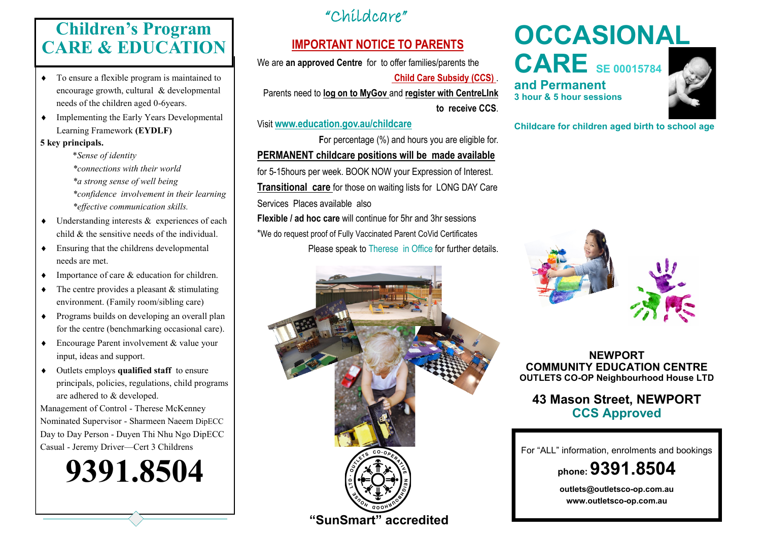# Children's Program CARE & EDUCATION

- To ensure a flexible program is maintained to encourage growth, cultural & developmental needs of the children aged 0-6years.
- Implementing the Early Years Developmental Learning Framework **(EYDLF)**

**5 key principals.**

*\*Sense of identity*
*\*connections with their world*
*\*a strong sense of well being*
*\*confidence involvement in their learning*
*\*effective communication skills.*

- Understanding interests & experiences of each child & the sensitive needs of the individual.
- Ensuring that the childrens developmental needs are met.
- Importance of care & education for children.
- The centre provides a pleasant & stimulating environment. (Family room/sibling care)
- Programs builds on developing an overall plan for the centre (benchmarking occasional care).
- Encourage Parent involvement & value your input, ideas and support.
- Outlets employs **qualified staff** to ensure principals, policies, regulations, child programs are adhered to & developed.

Management of Control - Therese McKenney
Nominated Supervisor - Sharmeen Naeem DipECC
Day to Day Person - Duyen Thi Nhu Ngo DipECC
Casual - Jeremy Driver—Cert 3 Childrens

# 9391.8504

## "Childcare"

## IMPORTANT NOTICE TO PARENTS

We are **an approved Centre** for to offer families/parents the **Child Care Subsidy (CCS)**.

Parents need to **log on to MyGov** and **register with CentreLInk to receive CCS**.

Visit **www.education.gov.au/childcare**

For percentage (%) and hours you are eligible for.

**PERMANENT childcare positions will be made available** for 5-15hours per week. BOOK NOW your Expression of Interest.

**Transitional care** for those on waiting lists for LONG DAY Care Services Places available also

**Flexible / ad hoc care** will continue for 5hr and 3hr sessions

\*We do request proof of Fully Vaccinated Parent CoVid Certificates

Please speak to Therese in Office for further details.

**"SunSmart" accredited**

# OCCASIONAL CARE SE 00015784

## and Permanent

**3 hour & 5 hour sessions**

**Childcare for children aged birth to school age**

**NEWPORT COMMUNITY EDUCATION CENTRE**
**OUTLETS CO-OP Neighbourhood House LTD**

**43 Mason Street, NEWPORT**
**CCS Approved**

For "ALL" information, enrolments and bookings

**phone: 9391.8504**

**outlets@outletsco-op.com.au**
**www.outletsco-op.com.au**